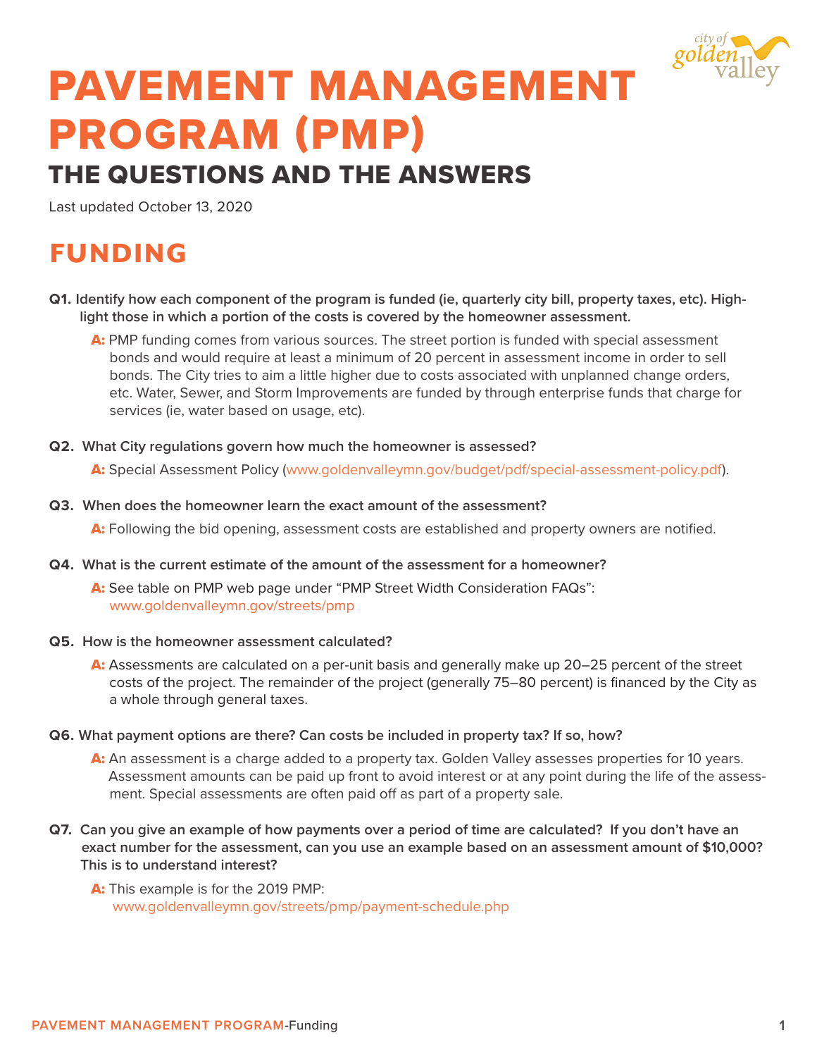# PAVEMENT MANAGEMENT PROGRAM (PMP)

## THE QUESTIONS AND THE ANSWERS

Last updated October 13, 2020

## FUNDING

**Q1. Identify how each component of the program is funded (ie, quarterly city bill, property taxes, etc). Highlight those in which a portion of the costs is covered by the homeowner assessment.**

**A:** PMP funding comes from various sources. The street portion is funded with special assessment bonds and would require at least a minimum of 20 percent in assessment income in order to sell bonds. The City tries to aim a little higher due to costs associated with unplanned change orders, etc. Water, Sewer, and Storm Improvements are funded by through enterprise funds that charge for services (ie, water based on usage, etc).

**Q2. What City regulations govern how much the homeowner is assessed?**

**A:** Special Assessment Policy (www.goldenvalleymn.gov/budget/pdf/special-assessment-policy.pdf).

**Q3. When does the homeowner learn the exact amount of the assessment?**

**A:** Following the bid opening, assessment costs are established and property owners are notified.

**Q4. What is the current estimate of the amount of the assessment for a homeowner?**

**A:** See table on PMP web page under "PMP Street Width Consideration FAQs": www.goldenvalleymn.gov/streets/pmp

**Q5. How is the homeowner assessment calculated?**

**A:** Assessments are calculated on a per-unit basis and generally make up 20–25 percent of the street costs of the project. The remainder of the project (generally 75–80 percent) is financed by the City as a whole through general taxes.

**Q6. What payment options are there? Can costs be included in property tax? If so, how?**

**A:** An assessment is a charge added to a property tax. Golden Valley assesses properties for 10 years. Assessment amounts can be paid up front to avoid interest or at any point during the life of the assessment. Special assessments are often paid off as part of a property sale.

**Q7. Can you give an example of how payments over a period of time are calculated? If you don't have an exact number for the assessment, can you use an example based on an assessment amount of $10,000? This is to understand interest?**

**A:** This example is for the 2019 PMP: www.goldenvalleymn.gov/streets/pmp/payment-schedule.php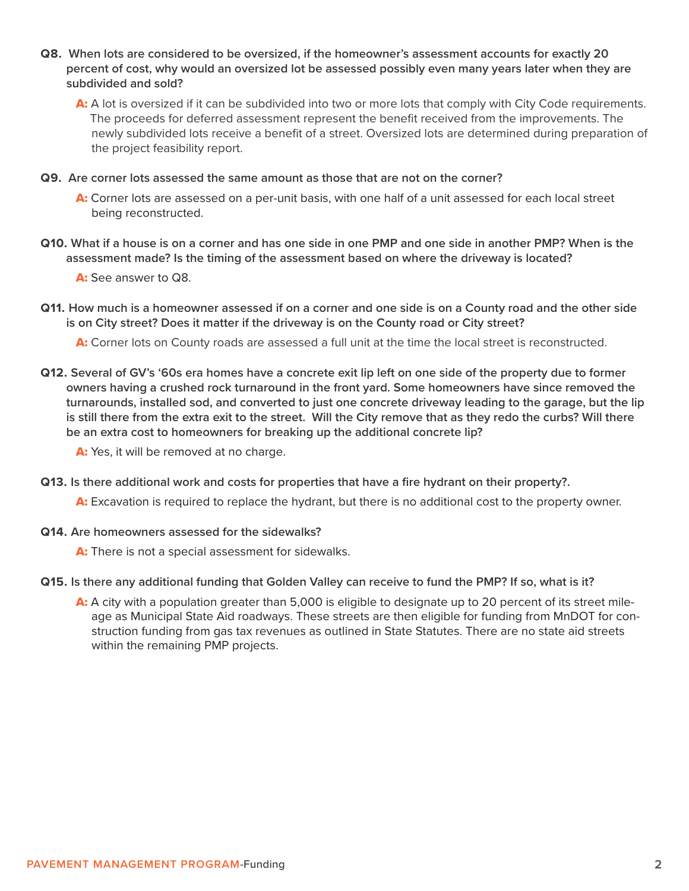**Q8. When lots are considered to be oversized, if the homeowner's assessment accounts for exactly 20 percent of cost, why would an oversized lot be assessed possibly even many years later when they are subdivided and sold?**

**A:** A lot is oversized if it can be subdivided into two or more lots that comply with City Code requirements. The proceeds for deferred assessment represent the benefit received from the improvements. The newly subdivided lots receive a benefit of a street. Oversized lots are determined during preparation of the project feasibility report.

**Q9. Are corner lots assessed the same amount as those that are not on the corner?**

**A:** Corner lots are assessed on a per-unit basis, with one half of a unit assessed for each local street being reconstructed.

**Q10. What if a house is on a corner and has one side in one PMP and one side in another PMP? When is the assessment made? Is the timing of the assessment based on where the driveway is located?**

**A:** See answer to Q8.

**Q11. How much is a homeowner assessed if on a corner and one side is on a County road and the other side is on City street? Does it matter if the driveway is on the County road or City street?**

**A:** Corner lots on County roads are assessed a full unit at the time the local street is reconstructed.

**Q12. Several of GV's '60s era homes have a concrete exit lip left on one side of the property due to former owners having a crushed rock turnaround in the front yard. Some homeowners have since removed the turnarounds, installed sod, and converted to just one concrete driveway leading to the garage, but the lip is still there from the extra exit to the street. Will the City remove that as they redo the curbs? Will there be an extra cost to homeowners for breaking up the additional concrete lip?**

**A:** Yes, it will be removed at no charge.

**Q13. Is there additional work and costs for properties that have a fire hydrant on their property?.**

**A:** Excavation is required to replace the hydrant, but there is no additional cost to the property owner.

**Q14. Are homeowners assessed for the sidewalks?**

**A:** There is not a special assessment for sidewalks.

**Q15. Is there any additional funding that Golden Valley can receive to fund the PMP? If so, what is it?**

**A:** A city with a population greater than 5,000 is eligible to designate up to 20 percent of its street mileage as Municipal State Aid roadways. These streets are then eligible for funding from MnDOT for construction funding from gas tax revenues as outlined in State Statutes. There are no state aid streets within the remaining PMP projects.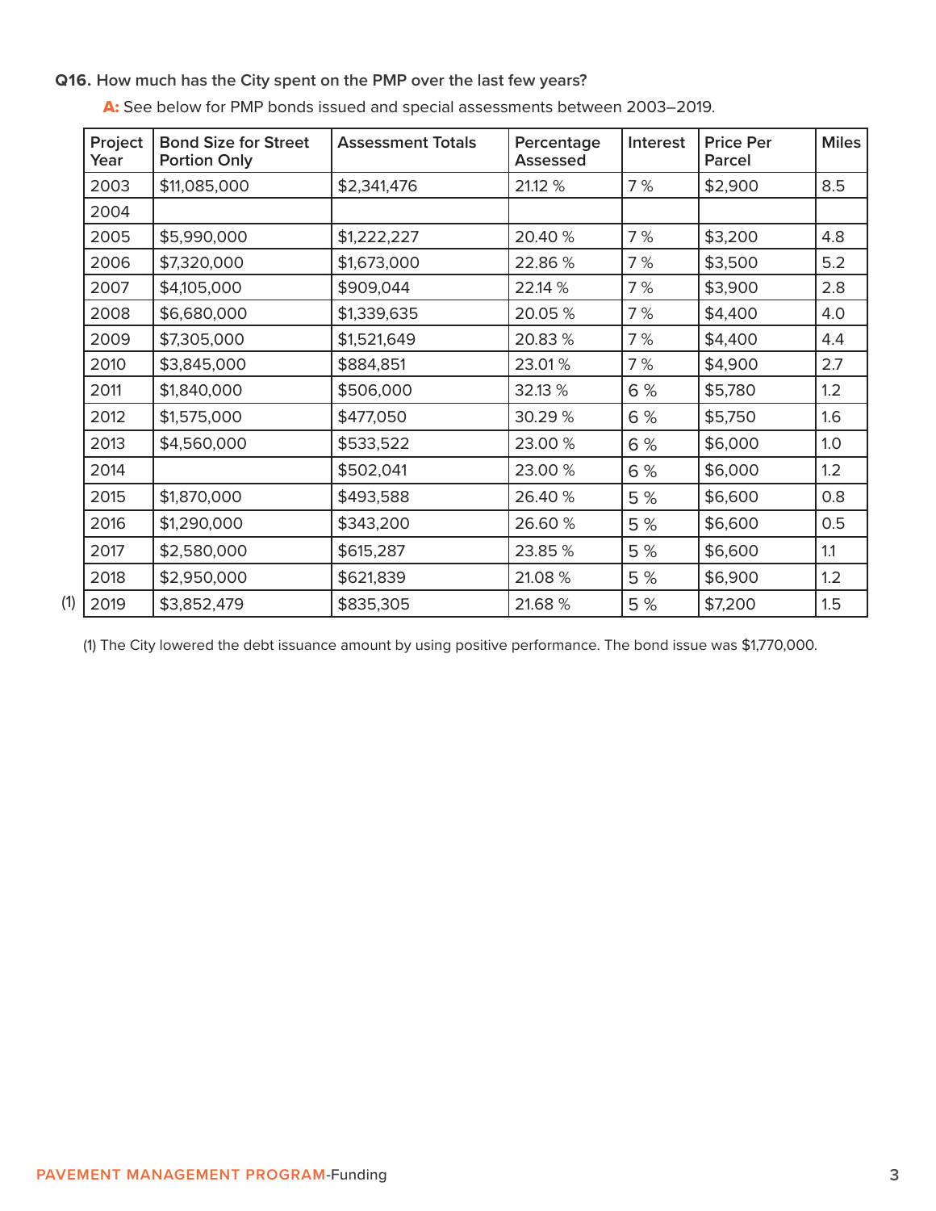**Q16.** How much has the City spent on the PMP over the last few years?

**A:** See below for PMP bonds issued and special assessments between 2003–2019.

| Project Year | Bond Size for Street Portion Only | Assessment Totals | Percentage Assessed | Interest | Price Per Parcel | Miles |
|---|---|---|---|---|---|---|
| 2003 | $11,085,000 | $2,341,476 | 21.12 % | 7 % | $2,900 | 8.5 |
| 2004 | | | | | | |
| 2005 | $5,990,000 | $1,222,227 | 20.40 % | 7 % | $3,200 | 4.8 |
| 2006 | $7,320,000 | $1,673,000 | 22.86 % | 7 % | $3,500 | 5.2 |
| 2007 | $4,105,000 | $909,044 | 22.14 % | 7 % | $3,900 | 2.8 |
| 2008 | $6,680,000 | $1,339,635 | 20.05 % | 7 % | $4,400 | 4.0 |
| 2009 | $7,305,000 | $1,521,649 | 20.83 % | 7 % | $4,400 | 4.4 |
| 2010 | $3,845,000 | $884,851 | 23.01 % | 7 % | $4,900 | 2.7 |
| 2011 | $1,840,000 | $506,000 | 32.13 % | 6 % | $5,780 | 1.2 |
| 2012 | $1,575,000 | $477,050 | 30.29 % | 6 % | $5,750 | 1.6 |
| 2013 | $4,560,000 | $533,522 | 23.00 % | 6 % | $6,000 | 1.0 |
| 2014 | | $502,041 | 23.00 % | 6 % | $6,000 | 1.2 |
| 2015 | $1,870,000 | $493,588 | 26.40 % | 5 % | $6,600 | 0.8 |
| 2016 | $1,290,000 | $343,200 | 26.60 % | 5 % | $6,600 | 0.5 |
| 2017 | $2,580,000 | $615,287 | 23.85 % | 5 % | $6,600 | 1.1 |
| 2018 | $2,950,000 | $621,839 | 21.08 % | 5 % | $6,900 | 1.2 |
| (1) 2019 | $3,852,479 | $835,305 | 21.68 % | 5 % | $7,200 | 1.5 |

(1) The City lowered the debt issuance amount by using positive performance. The bond issue was $1,770,000.